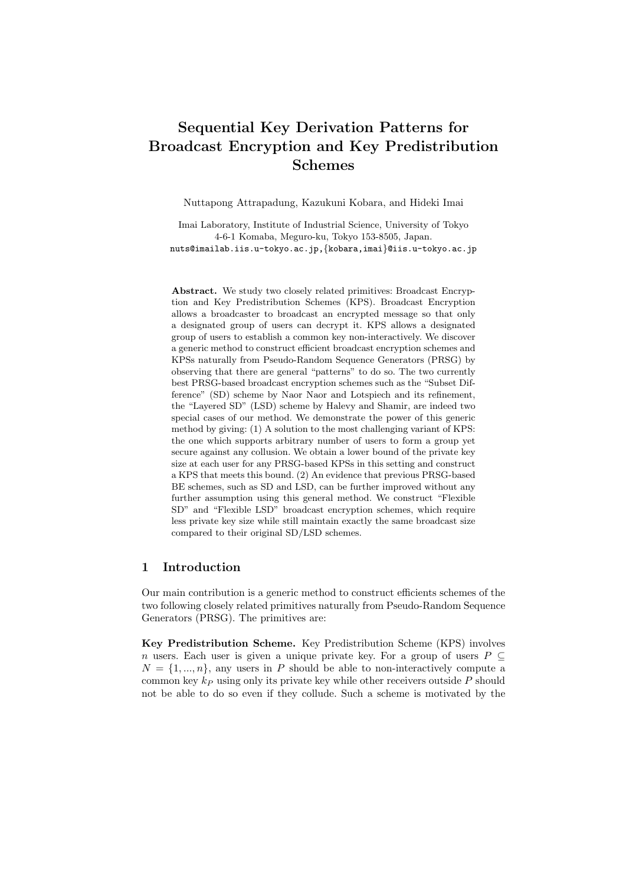# Sequential Key Derivation Patterns for Broadcast Encryption and Key Predistribution Schemes

Nuttapong Attrapadung, Kazukuni Kobara, and Hideki Imai

Imai Laboratory, Institute of Industrial Science, University of Tokyo
4-6-1 Komaba, Meguro-ku, Tokyo 153-8505, Japan.
nuts@imailab.iis.u-tokyo.ac.jp,{kobara,imai}@iis.u-tokyo.ac.jp

**Abstract.** We study two closely related primitives: Broadcast Encryption and Key Predistribution Schemes (KPS). Broadcast Encryption allows a broadcaster to broadcast an encrypted message so that only a designated group of users can decrypt it. KPS allows a designated group of users to establish a common key non-interactively. We discover a generic method to construct efficient broadcast encryption schemes and KPSs naturally from Pseudo-Random Sequence Generators (PRSG) by observing that there are general "patterns" to do so. The two currently best PRSG-based broadcast encryption schemes such as the "Subset Difference" (SD) scheme by Naor Naor and Lotspiech and its refinement, the "Layered SD" (LSD) scheme by Halevy and Shamir, are indeed two special cases of our method. We demonstrate the power of this generic method by giving: (1) A solution to the most challenging variant of KPS: the one which supports arbitrary number of users to form a group yet secure against any collusion. We obtain a lower bound of the private key size at each user for any PRSG-based KPSs in this setting and construct a KPS that meets this bound. (2) An evidence that previous PRSG-based BE schemes, such as SD and LSD, can be further improved without any further assumption using this general method. We construct "Flexible SD" and "Flexible LSD" broadcast encryption schemes, which require less private key size while still maintain exactly the same broadcast size compared to their original SD/LSD schemes.

## 1 Introduction

Our main contribution is a generic method to construct efficients schemes of the two following closely related primitives naturally from Pseudo-Random Sequence Generators (PRSG). The primitives are:

**Key Predistribution Scheme.** Key Predistribution Scheme (KPS) involves $n$ users. Each user is given a unique private key. For a group of users $P \subseteq N = \{1, ..., n\}$, any users in $P$ should be able to non-interactively compute a common key $k_P$ using only its private key while other receivers outside $P$ should not be able to do so even if they collude. Such a scheme is motivated by the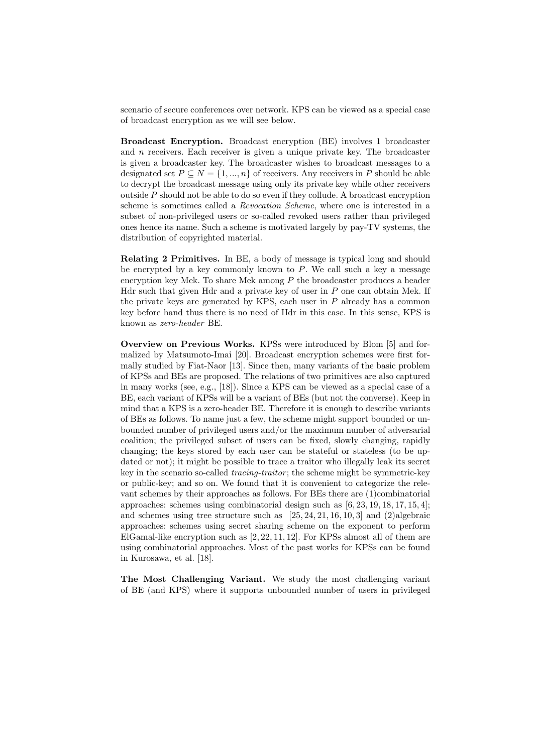scenario of secure conferences over network. KPS can be viewed as a special case of broadcast encryption as we will see below.

**Broadcast Encryption.** Broadcast encryption (BE) involves 1 broadcaster and $n$ receivers. Each receiver is given a unique private key. The broadcaster is given a broadcaster key. The broadcaster wishes to broadcast messages to a designated set $P \subseteq N = \{1, ..., n\}$ of receivers. Any receivers in $P$ should be able to decrypt the broadcast message using only its private key while other receivers outside $P$ should not be able to do so even if they collude. A broadcast encryption scheme is sometimes called a *Revocation Scheme*, where one is interested in a subset of non-privileged users or so-called revoked users rather than privileged ones hence its name. Such a scheme is motivated largely by pay-TV systems, the distribution of copyrighted material.

**Relating 2 Primitives.** In BE, a body of message is typical long and should be encrypted by a key commonly known to $P$. We call such a key a message encryption key Mek. To share Mek among $P$ the broadcaster produces a header Hdr such that given Hdr and a private key of user in $P$ one can obtain Mek. If the private keys are generated by KPS, each user in $P$ already has a common key before hand thus there is no need of Hdr in this case. In this sense, KPS is known as *zero-header* BE.

**Overview on Previous Works.** KPSs were introduced by Blom [5] and formalized by Matsumoto-Imai [20]. Broadcast encryption schemes were first formally studied by Fiat-Naor [13]. Since then, many variants of the basic problem of KPSs and BEs are proposed. The relations of two primitives are also captured in many works (see, e.g., [18]). Since a KPS can be viewed as a special case of a BE, each variant of KPSs will be a variant of BEs (but not the converse). Keep in mind that a KPS is a zero-header BE. Therefore it is enough to describe variants of BEs as follows. To name just a few, the scheme might support bounded or unbounded number of privileged users and/or the maximum number of adversarial coalition; the privileged subset of users can be fixed, slowly changing, rapidly changing; the keys stored by each user can be stateful or stateless (to be updated or not); it might be possible to trace a traitor who illegally leak its secret key in the scenario so-called *tracing-traitor*; the scheme might be symmetric-key or public-key; and so on. We found that it is convenient to categorize the relevant schemes by their approaches as follows. For BEs there are (1)combinatorial approaches: schemes using combinatorial design such as [6, 23, 19, 18, 17, 15, 4]; and schemes using tree structure such as [25, 24, 21, 16, 10, 3] and (2)algebraic approaches: schemes using secret sharing scheme on the exponent to perform ElGamal-like encryption such as [2, 22, 11, 12]. For KPSs almost all of them are using combinatorial approaches. Most of the past works for KPSs can be found in Kurosawa, et al. [18].

**The Most Challenging Variant.** We study the most challenging variant of BE (and KPS) where it supports unbounded number of users in privileged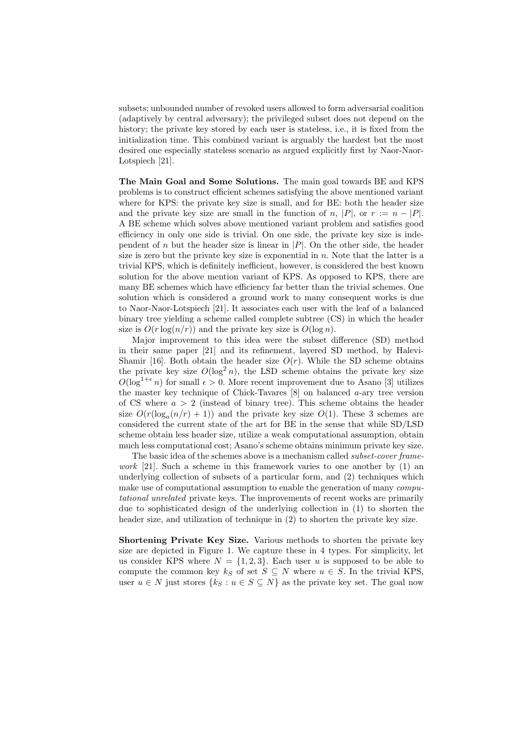subsets; unbounded number of revoked users allowed to form adversarial coalition (adaptively by central adversary); the privileged subset does not depend on the history; the private key stored by each user is stateless, i.e., it is fixed from the initialization time. This combined variant is arguably the hardest but the most desired one especially stateless scenario as argued explicitly first by Naor-Naor-Lotspiech [21].

**The Main Goal and Some Solutions.** The main goal towards BE and KPS problems is to construct efficient schemes satisfying the above mentioned variant where for KPS: the private key size is small, and for BE: both the header size and the private key size are small in the function of $n$, $|P|$, or $r := n - |P|$. A BE scheme which solves above mentioned variant problem and satisfies good efficiency in only one side is trivial. On one side, the private key size is independent of $n$ but the header size is linear in $|P|$. On the other side, the header size is zero but the private key size is exponential in $n$. Note that the latter is a trivial KPS, which is definitely inefficient, however, is considered the best known solution for the above mention variant of KPS. As opposed to KPS, there are many BE schemes which have efficiency far better than the trivial schemes. One solution which is considered a ground work to many consequent works is due to Naor-Naor-Lotspiech [21]. It associates each user with the leaf of a balanced binary tree yielding a scheme called complete subtree (CS) in which the header size is $O(r \log(n/r))$ and the private key size is $O(\log n)$.

Major improvement to this idea were the subset difference (SD) method in their same paper [21] and its refinement, layered SD method, by Halevi-Shamir [16]. Both obtain the header size $O(r)$. While the SD scheme obtains the private key size $O(\log^2 n)$, the LSD scheme obtains the private key size $O(\log^{1+\epsilon} n)$ for small $\epsilon > 0$. More recent improvement due to Asano [3] utilizes the master key technique of Chick-Tavares [8] on balanced $a$-ary tree version of CS where $a > 2$ (instead of binary tree). This scheme obtains the header size $O(r(\log_a(n/r) + 1))$ and the private key size $O(1)$. These 3 schemes are considered the current state of the art for BE in the sense that while SD/LSD scheme obtain less header size, utilize a weak computational assumption, obtain much less computational cost; Asano's scheme obtains minimum private key size.

The basic idea of the schemes above is a mechanism called *subset-cover framework* [21]. Such a scheme in this framework varies to one another by (1) an underlying collection of subsets of a particular form, and (2) techniques which make use of computational assumption to enable the generation of many *computational unrelated* private keys. The improvements of recent works are primarily due to sophisticated design of the underlying collection in (1) to shorten the header size, and utilization of technique in (2) to shorten the private key size.

**Shortening Private Key Size.** Various methods to shorten the private key size are depicted in Figure 1. We capture these in 4 types. For simplicity, let us consider KPS where $N = \{1, 2, 3\}$. Each user $u$ is supposed to be able to compute the common key $k_S$ of set $S \subseteq N$ where $u \in S$. In the trivial KPS, user $u \in N$ just stores $\{k_S : u \in S \subseteq N\}$ as the private key set. The goal now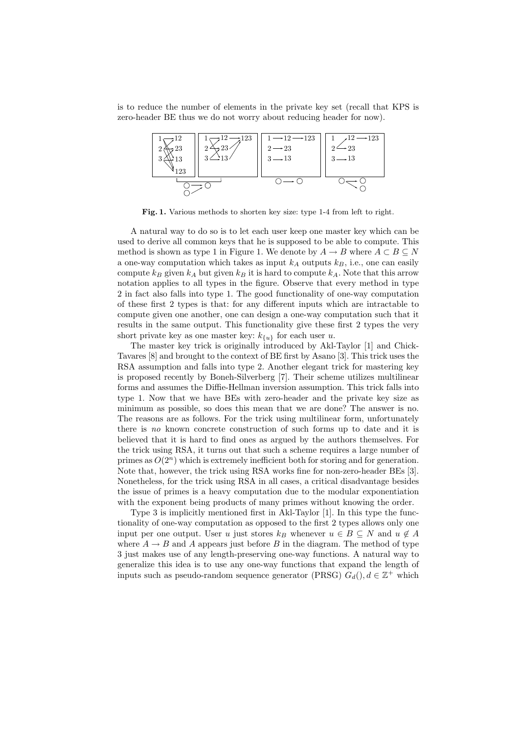is to reduce the number of elements in the private key set (recall that KPS is zero-header BE thus we do not worry about reducing header for now).

**Fig. 1.** Various methods to shorten key size: type 1-4 from left to right.

A natural way to do so is to let each user keep one master key which can be used to derive all common keys that he is supposed to be able to compute. This method is shown as type 1 in Figure 1. We denote by $A \to B$ where $A \subset B \subseteq N$ a one-way computation which takes as input $k_A$ outputs $k_B$, i.e., one can easily compute $k_B$ given $k_A$ but given $k_B$ it is hard to compute $k_A$. Note that this arrow notation applies to all types in the figure. Observe that every method in type 2 in fact also falls into type 1. The good functionality of one-way computation of these first 2 types is that: for any different inputs which are intractable to compute given one another, one can design a one-way computation such that it results in the same output. This functionality give these first 2 types the very short private key as one master key: $k_{\{u\}}$ for each user $u$.

The master key trick is originally introduced by Akl-Taylor [1] and Chick-Tavares [8] and brought to the context of BE first by Asano [3]. This trick uses the RSA assumption and falls into type 2. Another elegant trick for mastering key is proposed recently by Boneh-Silverberg [7]. Their scheme utilizes multilinear forms and assumes the Diffie-Hellman inversion assumption. This trick falls into type 1. Now that we have BEs with zero-header and the private key size as minimum as possible, so does this mean that we are done? The answer is no. The reasons are as follows. For the trick using multilinear form, unfortunately there is *no* known concrete construction of such forms up to date and it is believed that it is hard to find ones as argued by the authors themselves. For the trick using RSA, it turns out that such a scheme requires a large number of primes as $O(2^n)$ which is extremely inefficient both for storing and for generation. Note that, however, the trick using RSA works fine for non-zero-header BEs [3]. Nonetheless, for the trick using RSA in all cases, a critical disadvantage besides the issue of primes is a heavy computation due to the modular exponentiation with the exponent being products of many primes without knowing the order.

Type 3 is implicitly mentioned first in Akl-Taylor [1]. In this type the functionality of one-way computation as opposed to the first 2 types allows only one input per one output. User $u$ just stores $k_B$ whenever $u \in B \subseteq N$ and $u \notin A$ where $A \to B$ and $A$ appears just before $B$ in the diagram. The method of type 3 just makes use of any length-preserving one-way functions. A natural way to generalize this idea is to use any one-way functions that expand the length of inputs such as pseudo-random sequence generator (PRSG) $G_d(), d \in \mathbb{Z}^+$ which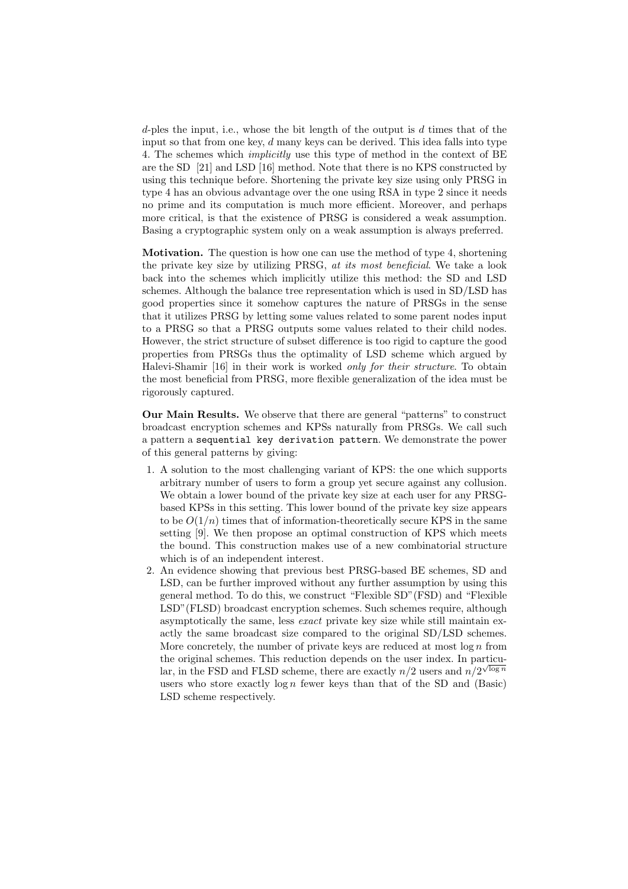$d$-ples the input, i.e., whose the bit length of the output is $d$ times that of the input so that from one key, $d$ many keys can be derived. This idea falls into type 4. The schemes which *implicitly* use this type of method in the context of BE are the SD [21] and LSD [16] method. Note that there is no KPS constructed by using this technique before. Shortening the private key size using only PRSG in type 4 has an obvious advantage over the one using RSA in type 2 since it needs no prime and its computation is much more efficient. Moreover, and perhaps more critical, is that the existence of PRSG is considered a weak assumption. Basing a cryptographic system only on a weak assumption is always preferred.

**Motivation.** The question is how one can use the method of type 4, shortening the private key size by utilizing PRSG, *at its most beneficial*. We take a look back into the schemes which implicitly utilize this method: the SD and LSD schemes. Although the balance tree representation which is used in SD/LSD has good properties since it somehow captures the nature of PRSGs in the sense that it utilizes PRSG by letting some values related to some parent nodes input to a PRSG so that a PRSG outputs some values related to their child nodes. However, the strict structure of subset difference is too rigid to capture the good properties from PRSGs thus the optimality of LSD scheme which argued by Halevi-Shamir [16] in their work is worked *only for their structure*. To obtain the most beneficial from PRSG, more flexible generalization of the idea must be rigorously captured.

**Our Main Results.** We observe that there are general "patterns" to construct broadcast encryption schemes and KPSs naturally from PRSGs. We call such a pattern a `sequential key derivation pattern`. We demonstrate the power of this general patterns by giving:

1. A solution to the most challenging variant of KPS: the one which supports arbitrary number of users to form a group yet secure against any collusion. We obtain a lower bound of the private key size at each user for any PRSG-based KPSs in this setting. This lower bound of the private key size appears to be $O(1/n)$ times that of information-theoretically secure KPS in the same setting [9]. We then propose an optimal construction of KPS which meets the bound. This construction makes use of a new combinatorial structure which is of an independent interest.
2. An evidence showing that previous best PRSG-based BE schemes, SD and LSD, can be further improved without any further assumption by using this general method. To do this, we construct "Flexible SD"(FSD) and "Flexible LSD"(FLSD) broadcast encryption schemes. Such schemes require, although asymptotically the same, less *exact* private key size while still maintain exactly the same broadcast size compared to the original SD/LSD schemes. More concretely, the number of private keys are reduced at most $\log n$ from the original schemes. This reduction depends on the user index. In particular, in the FSD and FLSD scheme, there are exactly $n/2$ users and $n/2^{\sqrt{\log n}}$ users who store exactly $\log n$ fewer keys than that of the SD and (Basic) LSD scheme respectively.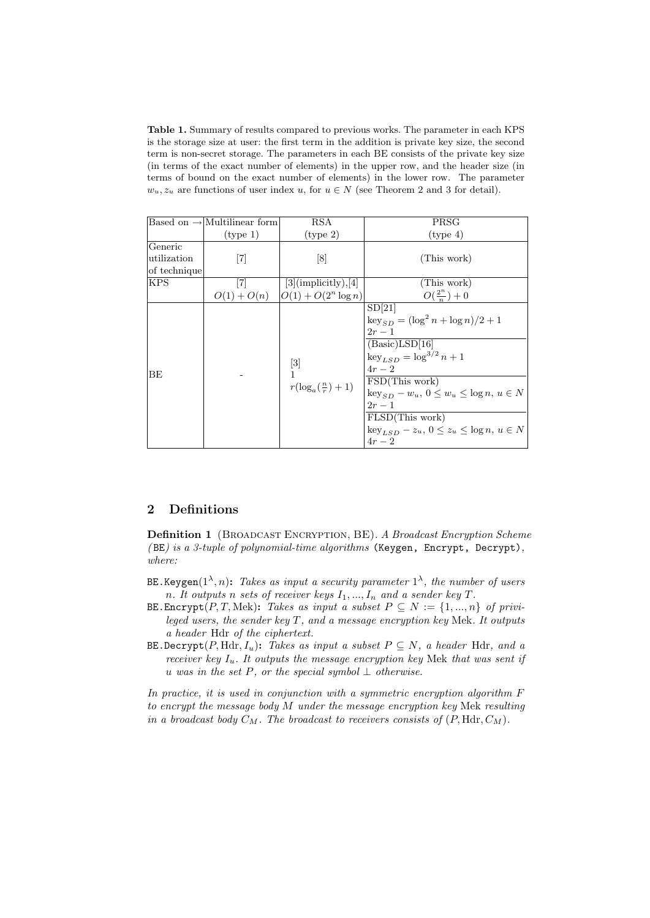**Table 1.** Summary of results compared to previous works. The parameter in each KPS is the storage size at user: the first term in the addition is private key size, the second term is non-secret storage. The parameters in each BE consists of the private key size (in terms of the exact number of elements) in the upper row, and the header size (in terms of bound on the exact number of elements) in the lower row. The parameter $w_u, z_u$ are functions of user index $u$, for $u \in N$ (see Theorem 2 and 3 for detail).

| Based on → | Multilinear form (type 1) | RSA (type 2) | PRSG (type 4) |
|---|---|---|---|
| Generic utilization of technique | [7] | [8] | (This work) |
| KPS | [7] $O(1) + O(n)$ | [3](implicitly),[4] $O(1) + O(2^n \log n)$ | (This work) $O(\frac{2^n}{n}) + 0$ |
| BE | - | [3] 1 $r(\log_a(\frac{n}{r}) + 1)$ | SD[21] $\text{key}_{SD} = (\log^2 n + \log n)/2 + 1$ $2r - 1$ |
| | | | (Basic)LSD[16] $\text{key}_{LSD} = \log^{3/2} n + 1$ $4r - 2$ |
| | | | FSD(This work) $\text{key}_{SD} - w_u,\ 0 \leq w_u \leq \log n,\ u \in N$ $2r - 1$ |
| | | | FLSD(This work) $\text{key}_{LSD} - z_u,\ 0 \leq z_u \leq \log n,\ u \in N$ $4r - 2$ |

## 2 Definitions

**Definition 1** (Broadcast Encryption, BE). *A Broadcast Encryption Scheme (*BE*) is a 3-tuple of polynomial-time algorithms* (Keygen, Encrypt, Decrypt)*, where:*

- BE.Keygen($1^\lambda, n$)**:** *Takes as input a security parameter $1^\lambda$, the number of users $n$. It outputs $n$ sets of receiver keys $I_1, ..., I_n$ and a sender key $T$.*
- BE.Encrypt($P, T, \text{Mek}$)**:** *Takes as input a subset $P \subseteq N := \{1, ..., n\}$ of privileged users, the sender key $T$, and a message encryption key* Mek*. It outputs a header* Hdr *of the ciphertext.*
- BE.Decrypt($P, \text{Hdr}, I_u$)**:** *Takes as input a subset $P \subseteq N$, a header* Hdr*, and a receiver key $I_u$. It outputs the message encryption key* Mek *that was sent if $u$ was in the set $P$, or the special symbol $\perp$ otherwise.*

*In practice, it is used in conjunction with a symmetric encryption algorithm $F$ to encrypt the message body $M$ under the message encryption key* Mek *resulting in a broadcast body $C_M$. The broadcast to receivers consists of $(P, \text{Hdr}, C_M)$.*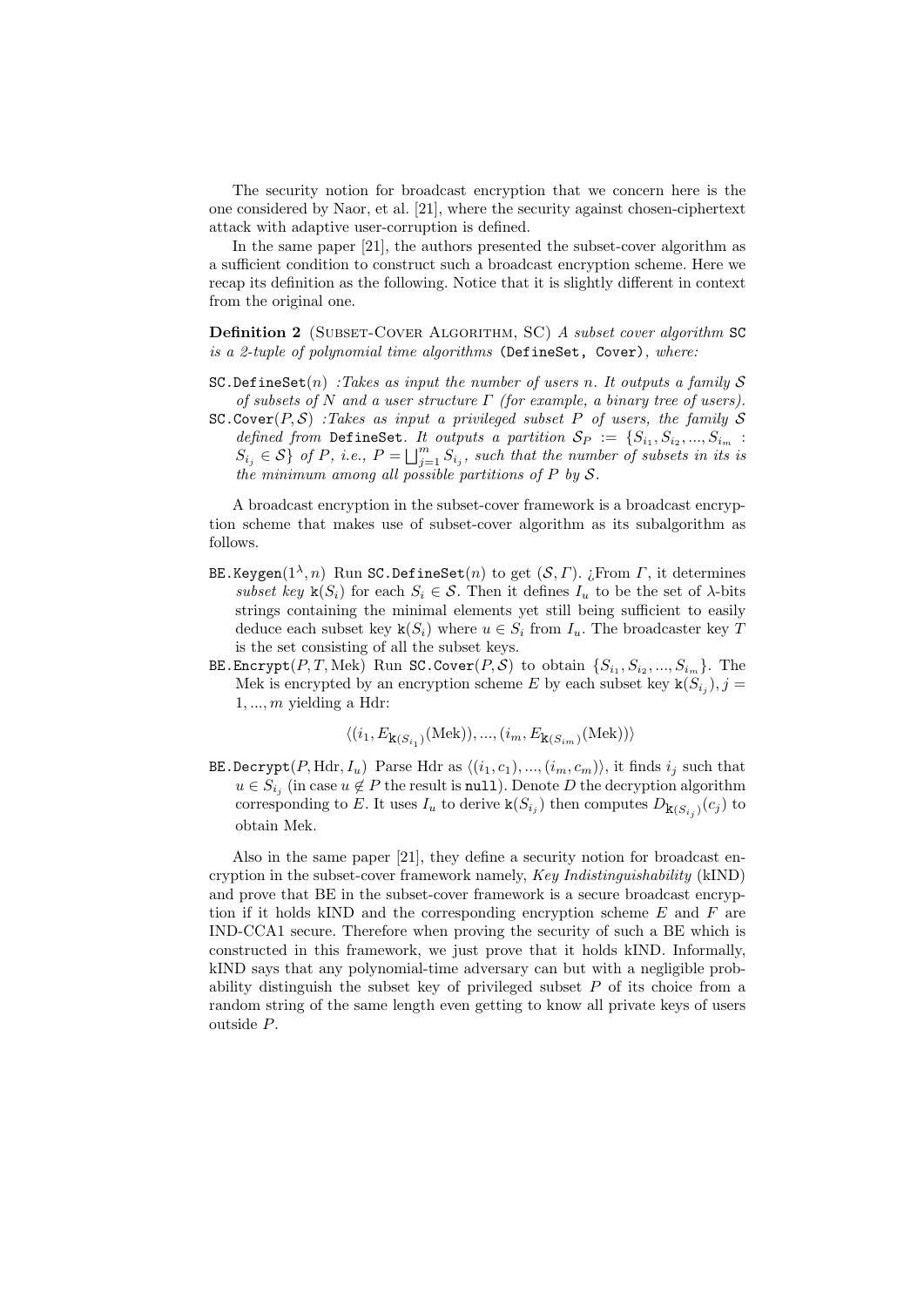The security notion for broadcast encryption that we concern here is the one considered by Naor, et al. [21], where the security against chosen-ciphertext attack with adaptive user-corruption is defined.

In the same paper [21], the authors presented the subset-cover algorithm as a sufficient condition to construct such a broadcast encryption scheme. Here we recap its definition as the following. Notice that it is slightly different in context from the original one.

**Definition 2** (Subset-Cover Algorithm, SC) *A subset cover algorithm* `SC` *is a 2-tuple of polynomial time algorithms* `(DefineSet, Cover)`*, where:*

- `SC.DefineSet`$(n)$ *:Takes as input the number of users n. It outputs a family $\mathcal{S}$ of subsets of $N$ and a user structure $\Gamma$ (for example, a binary tree of users).*
- `SC.Cover`$(P, \mathcal{S})$ *:Takes as input a privileged subset $P$ of users, the family $\mathcal{S}$ defined from* `DefineSet`*. It outputs a partition $\mathcal{S}_P := \{S_{i_1}, S_{i_2}, ..., S_{i_m} : S_{i_j} \in \mathcal{S}\}$ of $P$, i.e., $P = \bigsqcup_{j=1}^{m} S_{i_j}$, such that the number of subsets in its is the minimum among all possible partitions of $P$ by $\mathcal{S}$.*

A broadcast encryption in the subset-cover framework is a broadcast encryption scheme that makes use of subset-cover algorithm as its subalgorithm as follows.

- `BE.Keygen`$(1^\lambda, n)$ Run `SC.DefineSet`$(n)$ to get $(\mathcal{S}, \Gamma)$. ¿From $\Gamma$, it determines *subset key* $\mathtt{k}(S_i)$ for each $S_i \in \mathcal{S}$. Then it defines $I_u$ to be the set of $\lambda$-bits strings containing the minimal elements yet still being sufficient to easily deduce each subset key $\mathtt{k}(S_i)$ where $u \in S_i$ from $I_u$. The broadcaster key $T$ is the set consisting of all the subset keys.
- `BE.Encrypt`$(P, T, \text{Mek})$ Run `SC.Cover`$(P, \mathcal{S})$ to obtain $\{S_{i_1}, S_{i_2}, ..., S_{i_m}\}$. The Mek is encrypted by an encryption scheme $E$ by each subset key $\mathtt{k}(S_{i_j}), j = 1, ..., m$ yielding a Hdr:

$$\langle (i_1, E_{\mathtt{k}(S_{i_1})}(\text{Mek})), ..., (i_m, E_{\mathtt{k}(S_{im})}(\text{Mek})) \rangle$$

- `BE.Decrypt`$(P, \text{Hdr}, I_u)$ Parse Hdr as $\langle (i_1, c_1), ..., (i_m, c_m) \rangle$, it finds $i_j$ such that $u \in S_{i_j}$ (in case $u \notin P$ the result is `null`). Denote $D$ the decryption algorithm corresponding to $E$. It uses $I_u$ to derive $\mathtt{k}(S_{i_j})$ then computes $D_{\mathtt{k}(S_{i_j})}(c_j)$ to obtain Mek.

Also in the same paper [21], they define a security notion for broadcast encryption in the subset-cover framework namely, *Key Indistinguishability* (kIND) and prove that BE in the subset-cover framework is a secure broadcast encryption if it holds kIND and the corresponding encryption scheme $E$ and $F$ are IND-CCA1 secure. Therefore when proving the security of such a BE which is constructed in this framework, we just prove that it holds kIND. Informally, kIND says that any polynomial-time adversary can but with a negligible probability distinguish the subset key of privileged subset $P$ of its choice from a random string of the same length even getting to know all private keys of users outside $P$.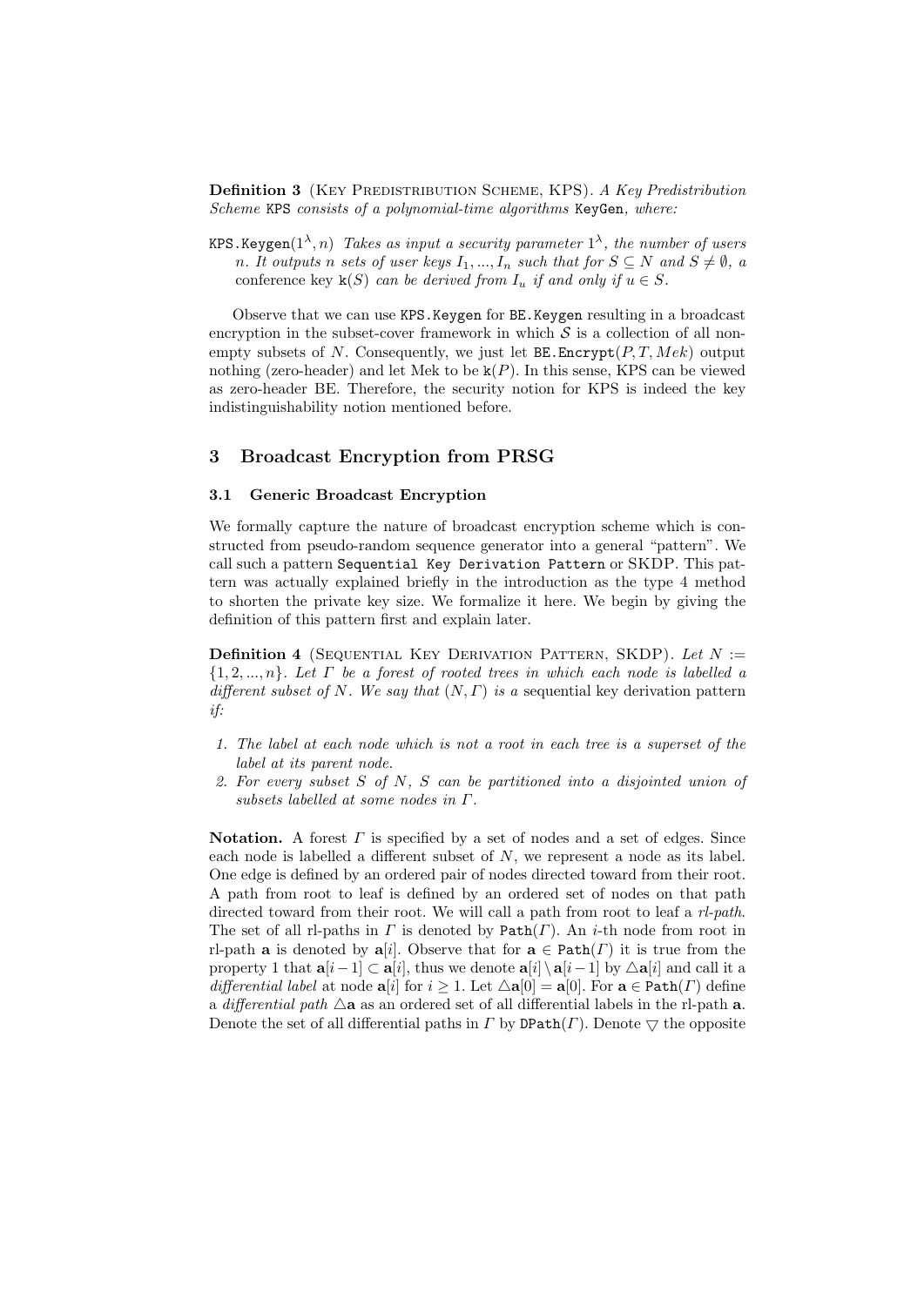**Definition 3** (Key Predistribution Scheme, KPS). *A Key Predistribution Scheme* `KPS` *consists of a polynomial-time algorithms* `KeyGen`*, where:*

`KPS.Keygen`$(1^\lambda, n)$ *Takes as input a security parameter* $1^\lambda$*, the number of users* $n$*. It outputs* $n$ *sets of user keys* $I_1, ..., I_n$ *such that for* $S \subseteq N$ *and* $S \neq \emptyset$*, a conference key* $\mathtt{k}(S)$ *can be derived from* $I_u$ *if and only if* $u \in S$*.*

Observe that we can use `KPS.Keygen` for `BE.Keygen` resulting in a broadcast encryption in the subset-cover framework in which $\mathcal{S}$ is a collection of all non-empty subsets of $N$. Consequently, we just let `BE.Encrypt`$(P, T, Mek)$ output nothing (zero-header) and let Mek to be $\mathtt{k}(P)$. In this sense, KPS can be viewed as zero-header BE. Therefore, the security notion for KPS is indeed the key indistinguishability notion mentioned before.

## 3 Broadcast Encryption from PRSG

### 3.1 Generic Broadcast Encryption

We formally capture the nature of broadcast encryption scheme which is constructed from pseudo-random sequence generator into a general "pattern". We call such a pattern `Sequential Key Derivation Pattern` or SKDP. This pattern was actually explained briefly in the introduction as the type 4 method to shorten the private key size. We formalize it here. We begin by giving the definition of this pattern first and explain later.

**Definition 4** (Sequential Key Derivation Pattern, SKDP). *Let* $N := \{1, 2, ..., n\}$*. Let* $\Gamma$ *be a forest of rooted trees in which each node is labelled a different subset of* $N$*. We say that* $(N, \Gamma)$ *is a* sequential key derivation pattern *if:*

1. *The label at each node which is not a root in each tree is a superset of the label at its parent node.*
2. *For every subset* $S$ *of* $N$*,* $S$ *can be partitioned into a disjointed union of subsets labelled at some nodes in* $\Gamma$*.*

**Notation.** A forest $\Gamma$ is specified by a set of nodes and a set of edges. Since each node is labelled a different subset of $N$, we represent a node as its label. One edge is defined by an ordered pair of nodes directed toward from their root. A path from root to leaf is defined by an ordered set of nodes on that path directed toward from their root. We will call a path from root to leaf a *rl-path*. The set of all rl-paths in $\Gamma$ is denoted by $\mathtt{Path}(\Gamma)$. An $i$-th node from root in rl-path $\mathbf{a}$ is denoted by $\mathbf{a}[i]$. Observe that for $\mathbf{a} \in \mathtt{Path}(\Gamma)$ it is true from the property 1 that $\mathbf{a}[i-1] \subset \mathbf{a}[i]$, thus we denote $\mathbf{a}[i] \setminus \mathbf{a}[i-1]$ by $\triangle\mathbf{a}[i]$ and call it a *differential label* at node $\mathbf{a}[i]$ for $i \geq 1$. Let $\triangle\mathbf{a}[0] = \mathbf{a}[0]$. For $\mathbf{a} \in \mathtt{Path}(\Gamma)$ define a *differential path* $\triangle\mathbf{a}$ as an ordered set of all differential labels in the rl-path $\mathbf{a}$. Denote the set of all differential paths in $\Gamma$ by $\mathtt{DPath}(\Gamma)$. Denote $\bigtriangledown$ the opposite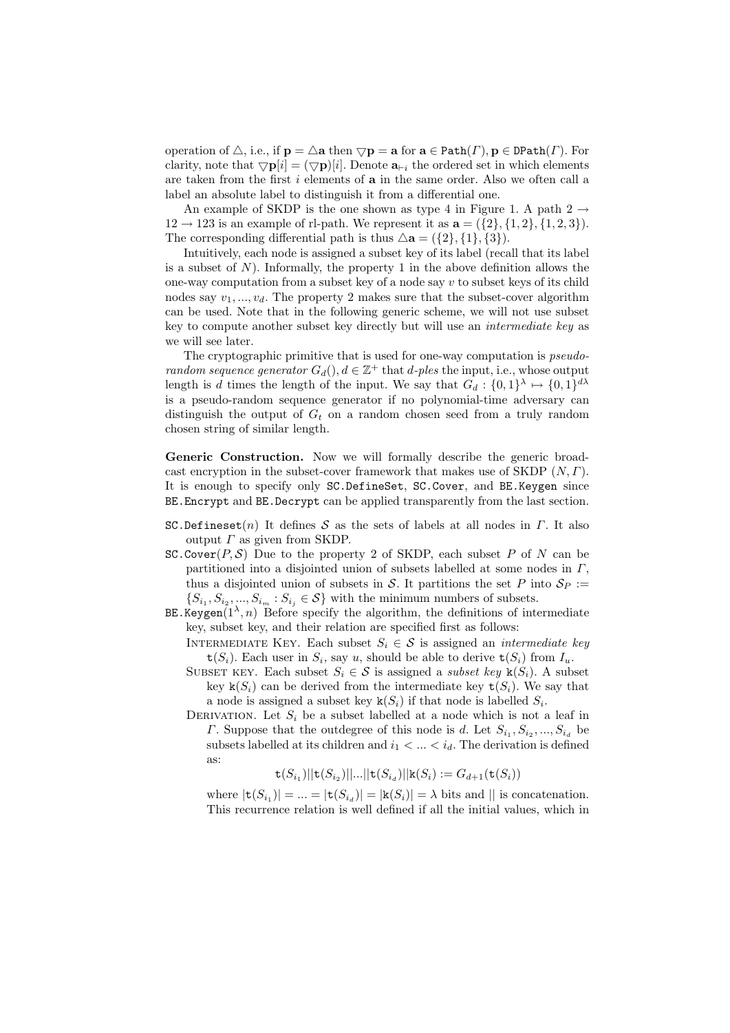operation of $\triangle$, i.e., if $\mathbf{p} = \triangle\mathbf{a}$ then $\triangledown\mathbf{p} = \mathbf{a}$ for $\mathbf{a} \in \texttt{Path}(\Gamma), \mathbf{p} \in \texttt{DPath}(\Gamma)$. For clarity, note that $\triangledown\mathbf{p}[i] = (\triangledown\mathbf{p})[i]$. Denote $\mathbf{a}_{\vdash i}$ the ordered set in which elements are taken from the first $i$ elements of $\mathbf{a}$ in the same order. Also we often call a label an absolute label to distinguish it from a differential one.

An example of SKDP is the one shown as type 4 in Figure 1. A path $2 \rightarrow 12 \rightarrow 123$ is an example of rl-path. We represent it as $\mathbf{a} = (\{2\}, \{1, 2\}, \{1, 2, 3\})$. The corresponding differential path is thus $\triangle\mathbf{a} = (\{2\}, \{1\}, \{3\})$.

Intuitively, each node is assigned a subset key of its label (recall that its label is a subset of $N$). Informally, the property 1 in the above definition allows the one-way computation from a subset key of a node say $v$ to subset keys of its child nodes say $v_1, ..., v_d$. The property 2 makes sure that the subset-cover algorithm can be used. Note that in the following generic scheme, we will not use subset key to compute another subset key directly but will use an *intermediate key* as we will see later.

The cryptographic primitive that is used for one-way computation is *pseudo-random sequence generator* $G_d(), d \in \mathbb{Z}^+$ that *d-ples* the input, i.e., whose output length is $d$ times the length of the input. We say that $G_d : \{0, 1\}^\lambda \mapsto \{0, 1\}^{d\lambda}$ is a pseudo-random sequence generator if no polynomial-time adversary can distinguish the output of $G_t$ on a random chosen seed from a truly random chosen string of similar length.

**Generic Construction.** Now we will formally describe the generic broadcast encryption in the subset-cover framework that makes use of SKDP $(N, \Gamma)$. It is enough to specify only `SC.DefineSet`, `SC.Cover`, and `BE.Keygen` since `BE.Encrypt` and `BE.Decrypt` can be applied transparently from the last section.

- `SC.Defineset`$(n)$ It defines $\mathcal{S}$ as the sets of labels at all nodes in $\Gamma$. It also output $\Gamma$ as given from SKDP.
- `SC.Cover`$(P, \mathcal{S})$ Due to the property 2 of SKDP, each subset $P$ of $N$ can be partitioned into a disjointed union of subsets labelled at some nodes in $\Gamma$, thus a disjointed union of subsets in $\mathcal{S}$. It partitions the set $P$ into $\mathcal{S}_P := \{S_{i_1}, S_{i_2}, ..., S_{i_m} : S_{i_j} \in \mathcal{S}\}$ with the minimum numbers of subsets.
- `BE.Keygen`$(1^\lambda, n)$ Before specify the algorithm, the definitions of intermediate key, subset key, and their relation are specified first as follows:
  - Intermediate Key. Each subset $S_i \in \mathcal{S}$ is assigned an *intermediate key* $\mathtt{t}(S_i)$. Each user in $S_i$, say $u$, should be able to derive $\mathtt{t}(S_i)$ from $I_u$.
  - Subset key. Each subset $S_i \in \mathcal{S}$ is assigned a *subset key* $\mathtt{k}(S_i)$. A subset key $\mathtt{k}(S_i)$ can be derived from the intermediate key $\mathtt{t}(S_i)$. We say that a node is assigned a subset key $\mathtt{k}(S_i)$ if that node is labelled $S_i$.
  - Derivation. Let $S_i$ be a subset labelled at a node which is not a leaf in $\Gamma$. Suppose that the outdegree of this node is $d$. Let $S_{i_1}, S_{i_2}, ..., S_{i_d}$ be subsets labelled at its children and $i_1 < ... < i_d$. The derivation is defined as:

$$\mathtt{t}(S_{i_1})||\mathtt{t}(S_{i_2})||...||\mathtt{t}(S_{i_d})||\mathtt{k}(S_i) := G_{d+1}(\mathtt{t}(S_i))$$

    where $|\mathtt{t}(S_{i_1})| = ... = |\mathtt{t}(S_{i_d})| = |\mathtt{k}(S_i)| = \lambda$ bits and $||$ is concatenation. This recurrence relation is well defined if all the initial values, which in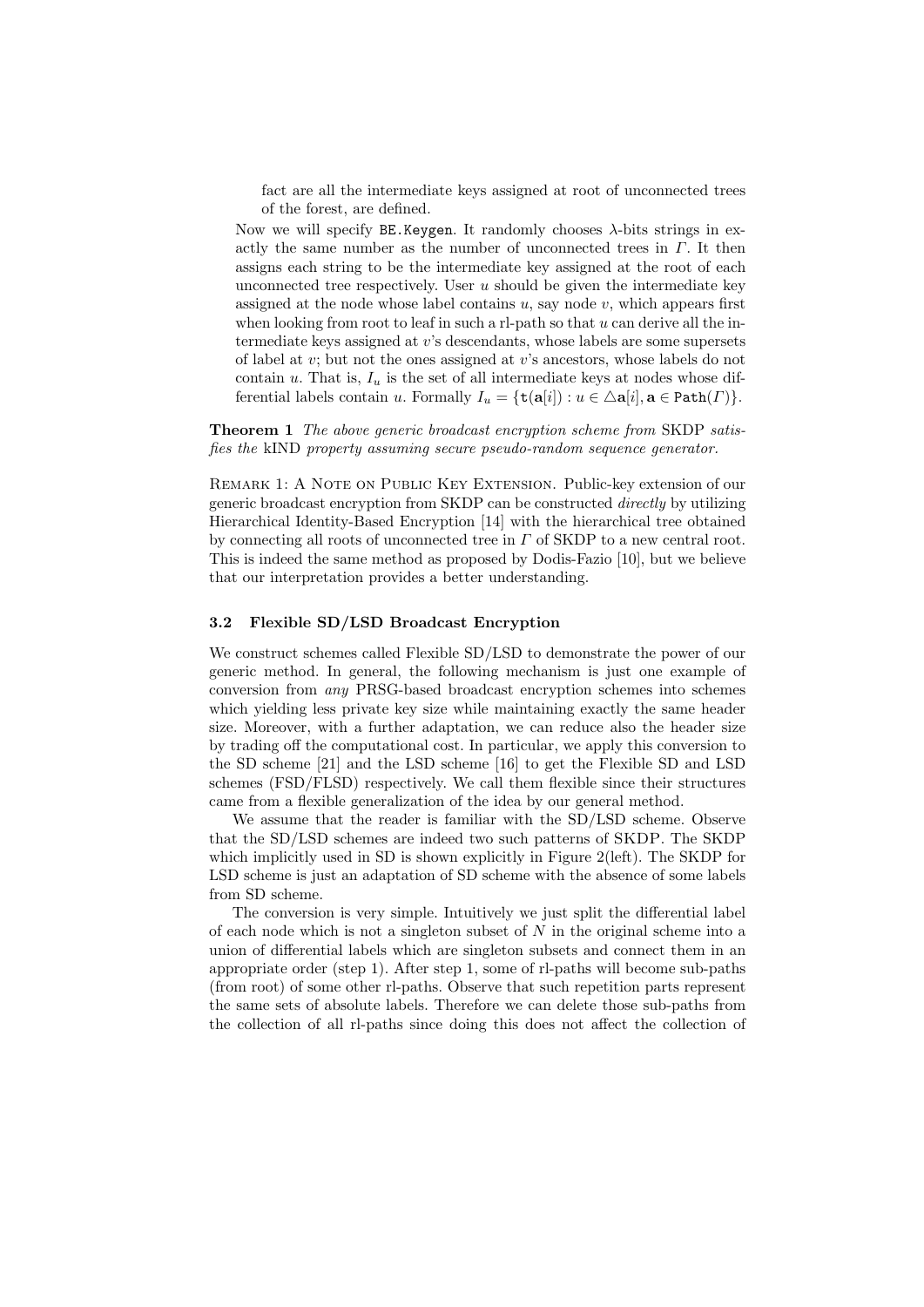fact are all the intermediate keys assigned at root of unconnected trees of the forest, are defined.

Now we will specify `BE.Keygen`. It randomly chooses $\lambda$-bits strings in exactly the same number as the number of unconnected trees in $\Gamma$. It then assigns each string to be the intermediate key assigned at the root of each unconnected tree respectively. User $u$ should be given the intermediate key assigned at the node whose label contains $u$, say node $v$, which appears first when looking from root to leaf in such a rl-path so that $u$ can derive all the intermediate keys assigned at $v$'s descendants, whose labels are some supersets of label at $v$; but not the ones assigned at $v$'s ancestors, whose labels do not contain $u$. That is, $I_u$ is the set of all intermediate keys at nodes whose differential labels contain $u$. Formally $I_u = \{\mathtt{t}(\mathbf{a}[i]) : u \in \triangle\mathbf{a}[i], \mathbf{a} \in \mathtt{Path}(\Gamma)\}$.

**Theorem 1** *The above generic broadcast encryption scheme from* SKDP *satisfies the* kIND *property assuming secure pseudo-random sequence generator.*

Remark 1: A Note on Public Key Extension. Public-key extension of our generic broadcast encryption from SKDP can be constructed *directly* by utilizing Hierarchical Identity-Based Encryption [14] with the hierarchical tree obtained by connecting all roots of unconnected tree in $\Gamma$ of SKDP to a new central root. This is indeed the same method as proposed by Dodis-Fazio [10], but we believe that our interpretation provides a better understanding.

### 3.2 Flexible SD/LSD Broadcast Encryption

We construct schemes called Flexible SD/LSD to demonstrate the power of our generic method. In general, the following mechanism is just one example of conversion from *any* PRSG-based broadcast encryption schemes into schemes which yielding less private key size while maintaining exactly the same header size. Moreover, with a further adaptation, we can reduce also the header size by trading off the computational cost. In particular, we apply this conversion to the SD scheme [21] and the LSD scheme [16] to get the Flexible SD and LSD schemes (FSD/FLSD) respectively. We call them flexible since their structures came from a flexible generalization of the idea by our general method.

We assume that the reader is familiar with the SD/LSD scheme. Observe that the SD/LSD schemes are indeed two such patterns of SKDP. The SKDP which implicitly used in SD is shown explicitly in Figure 2(left). The SKDP for LSD scheme is just an adaptation of SD scheme with the absence of some labels from SD scheme.

The conversion is very simple. Intuitively we just split the differential label of each node which is not a singleton subset of $N$ in the original scheme into a union of differential labels which are singleton subsets and connect them in an appropriate order (step 1). After step 1, some of rl-paths will become sub-paths (from root) of some other rl-paths. Observe that such repetition parts represent the same sets of absolute labels. Therefore we can delete those sub-paths from the collection of all rl-paths since doing this does not affect the collection of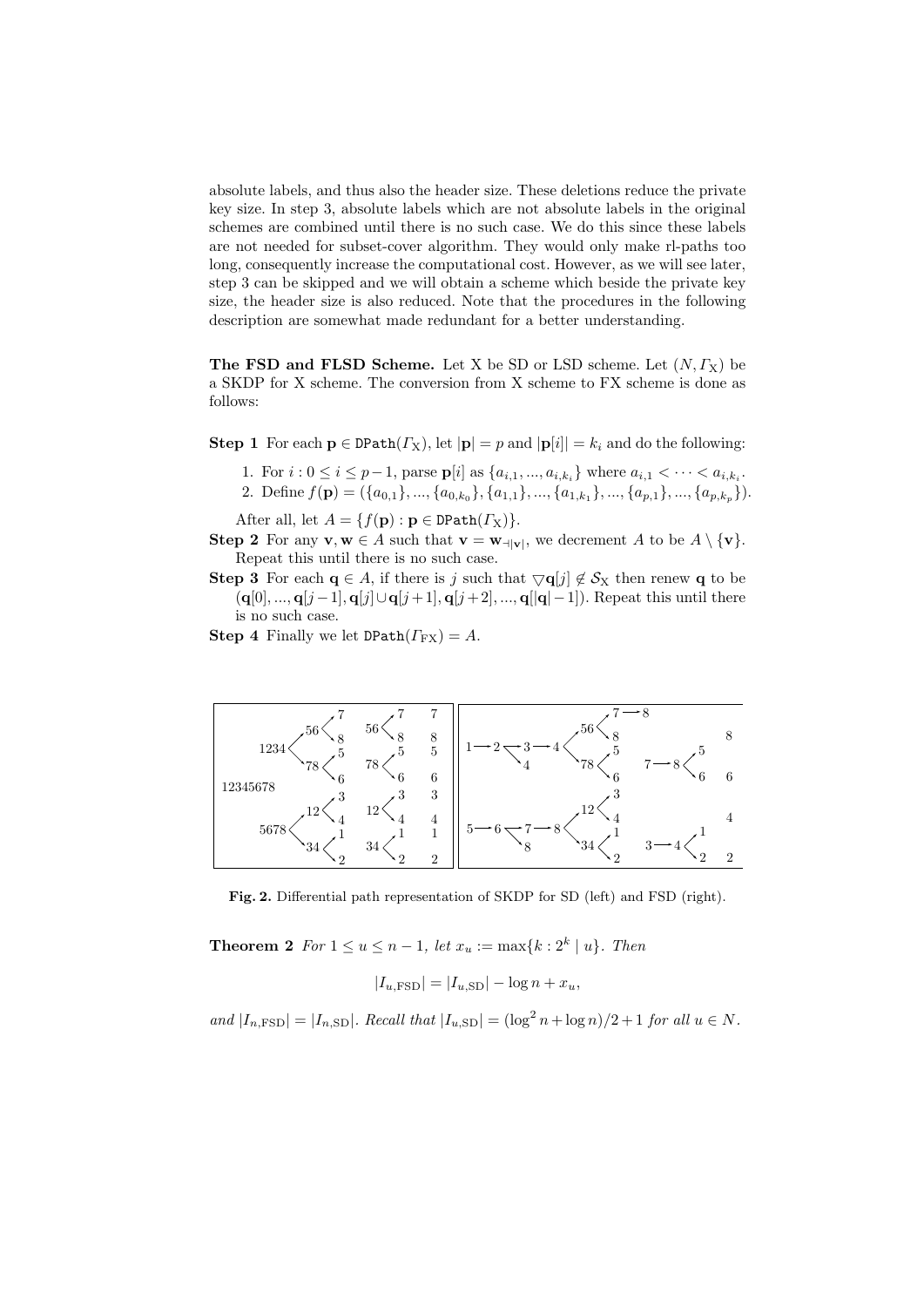absolute labels, and thus also the header size. These deletions reduce the private key size. In step 3, absolute labels which are not absolute labels in the original schemes are combined until there is no such case. We do this since these labels are not needed for subset-cover algorithm. They would only make rl-paths too long, consequently increase the computational cost. However, as we will see later, step 3 can be skipped and we will obtain a scheme which beside the private key size, the header size is also reduced. Note that the procedures in the following description are somewhat made redundant for a better understanding.

**The FSD and FLSD Scheme.** Let X be SD or LSD scheme. Let $(N, \Gamma_{\mathrm{X}})$ be a SKDP for X scheme. The conversion from X scheme to FX scheme is done as follows:

**Step 1** For each $\mathbf{p} \in \mathtt{DPath}(\Gamma_{\mathrm{X}})$, let $|\mathbf{p}| = p$ and $|\mathbf{p}[i]| = k_i$ and do the following:

1. For $i : 0 \leq i \leq p-1$, parse $\mathbf{p}[i]$ as $\{a_{i,1}, ..., a_{i,k_i}\}$ where $a_{i,1} < \cdots < a_{i,k_i}$.
2. Define $f(\mathbf{p}) = (\{a_{0,1}\}, ..., \{a_{0,k_0}\}, \{a_{1,1}\}, ..., \{a_{1,k_1}\}, ..., \{a_{p,1}\}, ..., \{a_{p,k_p}\})$.

After all, let $A = \{f(\mathbf{p}) : \mathbf{p} \in \mathtt{DPath}(\Gamma_{\mathrm{X}})\}$.

**Step 2** For any $\mathbf{v}, \mathbf{w} \in A$ such that $\mathbf{v} = \mathbf{w}_{\dashv|\mathbf{v}|}$, we decrement $A$ to be $A \setminus \{\mathbf{v}\}$. Repeat this until there is no such case.

**Step 3** For each $\mathbf{q} \in A$, if there is $j$ such that $\triangledown\mathbf{q}[j] \notin \mathcal{S}_{\mathrm{X}}$ then renew $\mathbf{q}$ to be $(\mathbf{q}[0], ..., \mathbf{q}[j-1], \mathbf{q}[j] \cup \mathbf{q}[j+1], \mathbf{q}[j+2], ..., \mathbf{q}[|\mathbf{q}|-1])$. Repeat this until there is no such case.

**Step 4** Finally we let $\mathtt{DPath}(\Gamma_{\mathrm{FX}}) = A$.

**Fig. 2.** Differential path representation of SKDP for SD (left) and FSD (right).

**Theorem 2** *For $1 \leq u \leq n-1$, let $x_u := \max\{k : 2^k \mid u\}$. Then*

$$|I_{u,\mathrm{FSD}}| = |I_{u,\mathrm{SD}}| - \log n + x_u,$$

*and $|I_{n,\mathrm{FSD}}| = |I_{n,\mathrm{SD}}|$. Recall that $|I_{u,\mathrm{SD}}| = (\log^2 n + \log n)/2 + 1$ for all $u \in N$.*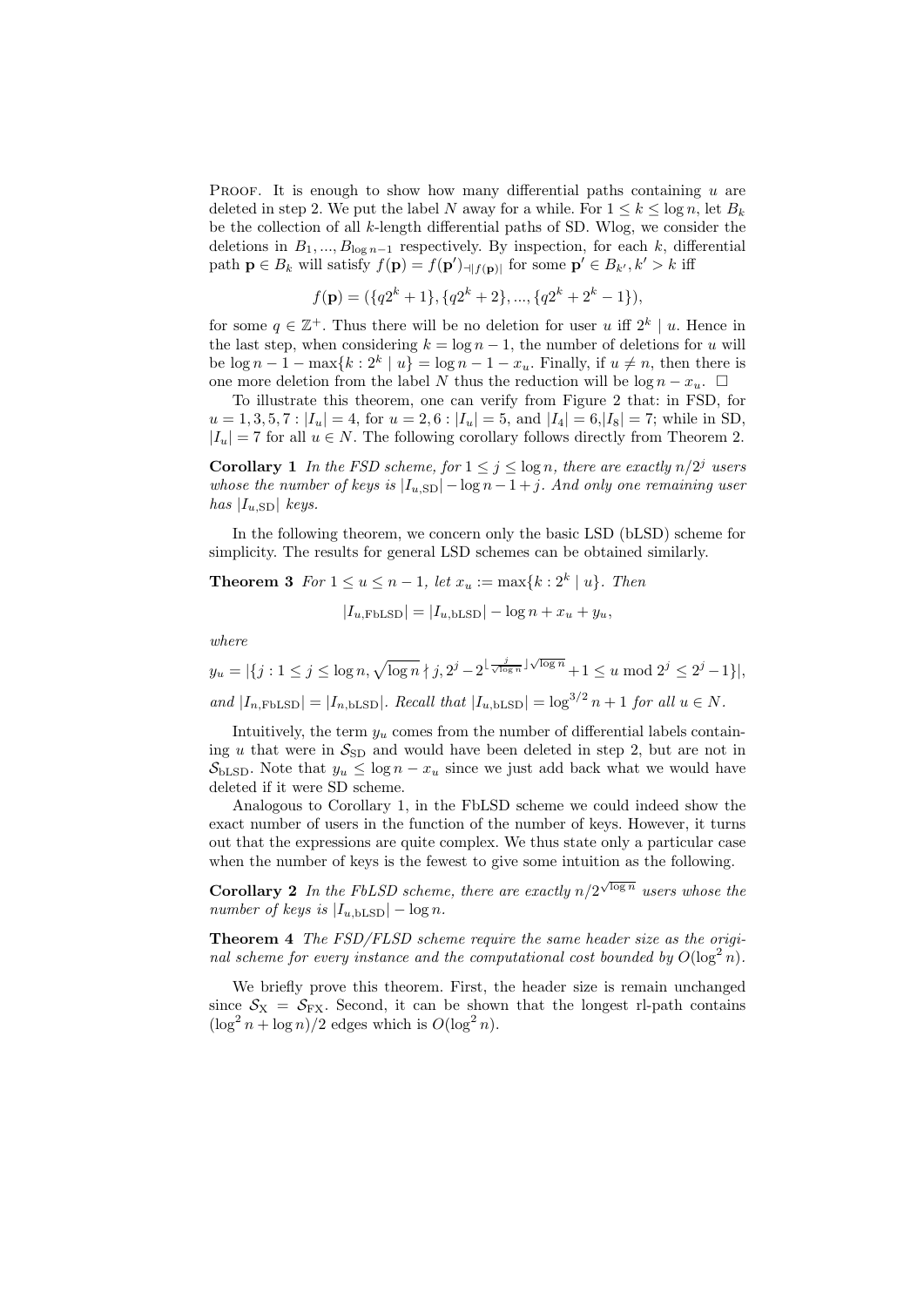PROOF. It is enough to show how many differential paths containing $u$ are deleted in step 2. We put the label $N$ away for a while. For $1 \leq k \leq \log n$, let $B_k$ be the collection of all $k$-length differential paths of SD. Wlog, we consider the deletions in $B_1, ..., B_{\log n - 1}$ respectively. By inspection, for each $k$, differential path $\mathbf{p} \in B_k$ will satisfy $f(\mathbf{p}) = f(\mathbf{p}')_{\dashv |f(\mathbf{p})|}$ for some $\mathbf{p}' \in B_{k'}, k' > k$ iff

$$f(\mathbf{p}) = (\{q2^k + 1\}, \{q2^k + 2\}, ..., \{q2^k + 2^k - 1\}),$$

for some $q \in \mathbb{Z}^+$. Thus there will be no deletion for user $u$ iff $2^k \mid u$. Hence in the last step, when considering $k = \log n - 1$, the number of deletions for $u$ will be $\log n - 1 - \max\{k : 2^k \mid u\} = \log n - 1 - x_u$. Finally, if $u \neq n$, then there is one more deletion from the label $N$ thus the reduction will be $\log n - x_u$. $\square$

To illustrate this theorem, one can verify from Figure 2 that: in FSD, for $u = 1, 3, 5, 7 : |I_u| = 4$, for $u = 2, 6 : |I_u| = 5$, and $|I_4| = 6$,$|I_8| = 7$; while in SD, $|I_u| = 7$ for all $u \in N$. The following corollary follows directly from Theorem 2.

**Corollary 1** *In the FSD scheme, for $1 \leq j \leq \log n$, there are exactly $n/2^j$ users whose the number of keys is $|I_{u,\mathrm{SD}}| - \log n - 1 + j$. And only one remaining user has $|I_{u,\mathrm{SD}}|$ keys.*

In the following theorem, we concern only the basic LSD (bLSD) scheme for simplicity. The results for general LSD schemes can be obtained similarly.

**Theorem 3** *For $1 \leq u \leq n - 1$, let $x_u := \max\{k : 2^k \mid u\}$. Then*

$$|I_{u,\mathrm{FbLSD}}| = |I_{u,\mathrm{bLSD}}| - \log n + x_u + y_u,$$

*where*

$$y_u = |\{j : 1 \leq j \leq \log n, \sqrt{\log n} \nmid j, 2^j - 2^{\lfloor \frac{j}{\sqrt{\log n}} \rfloor \sqrt{\log n}} + 1 \leq u \bmod 2^j \leq 2^j - 1\}|,$$

*and $|I_{n,\mathrm{FbLSD}}| = |I_{n,\mathrm{bLSD}}|$. Recall that $|I_{u,\mathrm{bLSD}}| = \log^{3/2} n + 1$ for all $u \in N$.*

Intuitively, the term $y_u$ comes from the number of differential labels containing $u$ that were in $\mathcal{S}_{\mathrm{SD}}$ and would have been deleted in step 2, but are not in $\mathcal{S}_{\mathrm{bLSD}}$. Note that $y_u \leq \log n - x_u$ since we just add back what we would have deleted if it were SD scheme.

Analogous to Corollary 1, in the FbLSD scheme we could indeed show the exact number of users in the function of the number of keys. However, it turns out that the expressions are quite complex. We thus state only a particular case when the number of keys is the fewest to give some intuition as the following.

**Corollary 2** *In the FbLSD scheme, there are exactly $n/2^{\sqrt{\log n}}$ users whose the number of keys is $|I_{u,\mathrm{bLSD}}| - \log n$.*

**Theorem 4** *The FSD/FLSD scheme require the same header size as the original scheme for every instance and the computational cost bounded by $O(\log^2 n)$.*

We briefly prove this theorem. First, the header size is remain unchanged since $\mathcal{S}_{\mathrm{X}} = \mathcal{S}_{\mathrm{FX}}$. Second, it can be shown that the longest rl-path contains $(\log^2 n + \log n)/2$ edges which is $O(\log^2 n)$.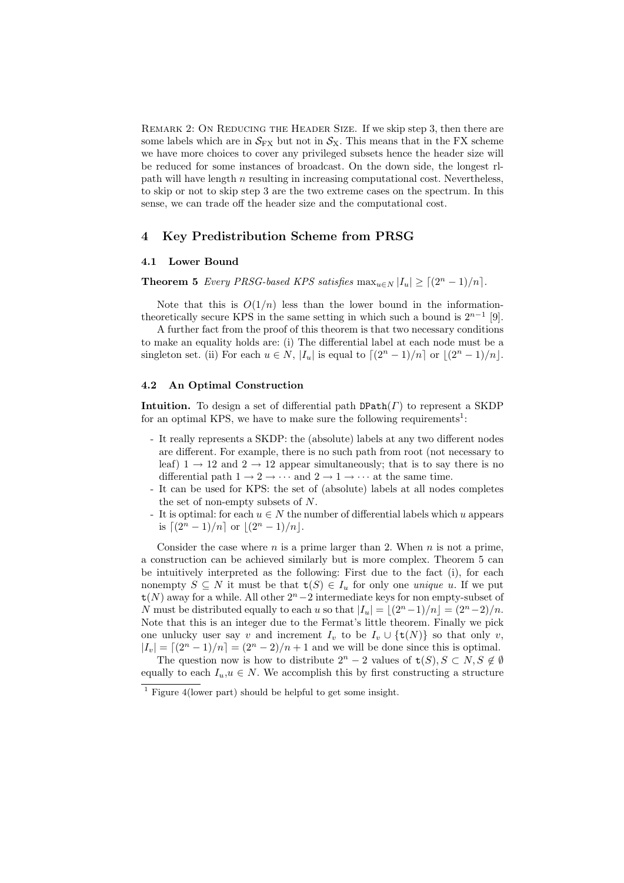Remark 2: On Reducing the Header Size. If we skip step 3, then there are some labels which are in $\mathcal{S}_{\mathrm{FX}}$ but not in $\mathcal{S}_{\mathrm{X}}$. This means that in the FX scheme we have more choices to cover any privileged subsets hence the header size will be reduced for some instances of broadcast. On the down side, the longest rl-path will have length $n$ resulting in increasing computational cost. Nevertheless, to skip or not to skip step 3 are the two extreme cases on the spectrum. In this sense, we can trade off the header size and the computational cost.

## 4 Key Predistribution Scheme from PRSG

### 4.1 Lower Bound

**Theorem 5** *Every PRSG-based KPS satisfies* $\max_{u \in N} |I_u| \geq \lceil (2^n - 1)/n \rceil$.

Note that this is $O(1/n)$ less than the lower bound in the information-theoretically secure KPS in the same setting in which such a bound is $2^{n-1}$ [9].

A further fact from the proof of this theorem is that two necessary conditions to make an equality holds are: (i) The differential label at each node must be a singleton set. (ii) For each $u \in N$, $|I_u|$ is equal to $\lceil (2^n - 1)/n \rceil$ or $\lfloor (2^n - 1)/n \rfloor$.

### 4.2 An Optimal Construction

**Intuition.** To design a set of differential path $\mathtt{DPath}(\Gamma)$ to represent a SKDP for an optimal KPS, we have to make sure the following requirements[1]:

- It really represents a SKDP: the (absolute) labels at any two different nodes are different. For example, there is no such path from root (not necessary to leaf) $1 \to 12$ and $2 \to 12$ appear simultaneously; that is to say there is no differential path $1 \to 2 \to \cdots$ and $2 \to 1 \to \cdots$ at the same time.
- It can be used for KPS: the set of (absolute) labels at all nodes completes the set of non-empty subsets of $N$.
- It is optimal: for each $u \in N$ the number of differential labels which $u$ appears is $\lceil (2^n - 1)/n \rceil$ or $\lfloor (2^n - 1)/n \rfloor$.

Consider the case where $n$ is a prime larger than 2. When $n$ is not a prime, a construction can be achieved similarly but is more complex. Theorem 5 can be intuitively interpreted as the following: First due to the fact (i), for each nonempty $S \subseteq N$ it must be that $\mathtt{t}(S) \in I_u$ for only one *unique* $u$. If we put $\mathtt{t}(N)$ away for a while. All other $2^n - 2$ intermediate keys for non empty-subset of $N$ must be distributed equally to each $u$ so that $|I_u| = \lfloor (2^n - 1)/n \rfloor = (2^n - 2)/n$. Note that this is an integer due to the Fermat's little theorem. Finally we pick one unlucky user say $v$ and increment $I_v$ to be $I_v \cup \{\mathtt{t}(N)\}$ so that only $v$, $|I_v| = \lceil (2^n - 1)/n \rceil = (2^n - 2)/n + 1$ and we will be done since this is optimal.

The question now is how to distribute $2^n - 2$ values of $\mathtt{t}(S), S \subset N, S \notin \emptyset$ equally to each $I_u, u \in N$. We accomplish this by first constructing a structure

[1] Figure 4(lower part) should be helpful to get some insight.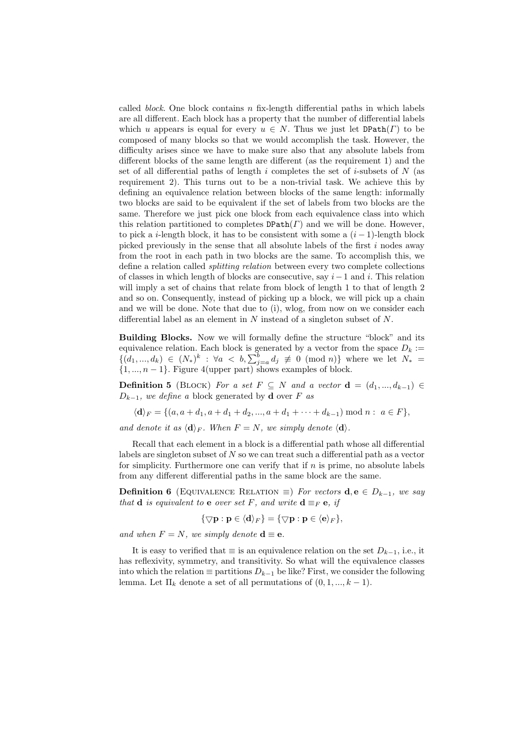called *block*. One block contains $n$ fix-length differential paths in which labels are all different. Each block has a property that the number of differential labels which $u$ appears is equal for every $u \in N$. Thus we just let $\mathtt{DPath}(\Gamma)$ to be composed of many blocks so that we would accomplish the task. However, the difficulty arises since we have to make sure also that any absolute labels from different blocks of the same length are different (as the requirement 1) and the set of all differential paths of length $i$ completes the set of $i$-subsets of $N$ (as requirement 2). This turns out to be a non-trivial task. We achieve this by defining an equivalence relation between blocks of the same length: informally two blocks are said to be equivalent if the set of labels from two blocks are the same. Therefore we just pick one block from each equivalence class into which this relation partitioned to completes $\mathtt{DPath}(\Gamma)$ and we will be done. However, to pick a $i$-length block, it has to be consistent with some a $(i-1)$-length block picked previously in the sense that all absolute labels of the first $i$ nodes away from the root in each path in two blocks are the same. To accomplish this, we define a relation called *splitting relation* between every two complete collections of classes in which length of blocks are consecutive, say $i-1$ and $i$. This relation will imply a set of chains that relate from block of length 1 to that of length 2 and so on. Consequently, instead of picking up a block, we will pick up a chain and we will be done. Note that due to (i), wlog, from now on we consider each differential label as an element in $N$ instead of a singleton subset of $N$.

**Building Blocks.** Now we will formally define the structure "block" and its equivalence relation. Each block is generated by a vector from the space $D_k := \{(d_1, ..., d_k) \in (N_*)^k : \forall a < b, \sum_{j=a}^{b} d_j \not\equiv 0 \pmod n\}$ where we let $N_* = \{1, ..., n-1\}$. Figure 4(upper part) shows examples of block.

**Definition 5** (Block) *For a set $F \subseteq N$ and a vector $\mathbf{d} = (d_1, ..., d_{k-1}) \in D_{k-1}$, we define a* block generated by $\mathbf{d}$ over $F$ *as*

$$\langle \mathbf{d} \rangle_F = \{(a, a + d_1, a + d_1 + d_2, ..., a + d_1 + \cdots + d_{k-1}) \bmod n : \ a \in F\},$$

*and denote it as $\langle \mathbf{d} \rangle_F$. When $F = N$, we simply denote $\langle \mathbf{d} \rangle$.*

Recall that each element in a block is a differential path whose all differential labels are singleton subset of $N$ so we can treat such a differential path as a vector for simplicity. Furthermore one can verify that if $n$ is prime, no absolute labels from any different differential paths in the same block are the same.

**Definition 6** (Equivalence Relation $\equiv$) *For vectors $\mathbf{d}, \mathbf{e} \in D_{k-1}$, we say that $\mathbf{d}$ is equivalent to $\mathbf{e}$ over set $F$, and write $\mathbf{d} \equiv_F \mathbf{e}$, if*

$$\{\triangledown \mathbf{p} : \mathbf{p} \in \langle \mathbf{d} \rangle_F\} = \{\triangledown \mathbf{p} : \mathbf{p} \in \langle \mathbf{e} \rangle_F\},$$

*and when $F = N$, we simply denote $\mathbf{d} \equiv \mathbf{e}$.*

It is easy to verified that $\equiv$ is an equivalence relation on the set $D_{k-1}$, i.e., it has reflexivity, symmetry, and transitivity. So what will the equivalence classes into which the relation $\equiv$ partitions $D_{k-1}$ be like? First, we consider the following lemma. Let $\Pi_k$ denote a set of all permutations of $(0, 1, ..., k-1)$.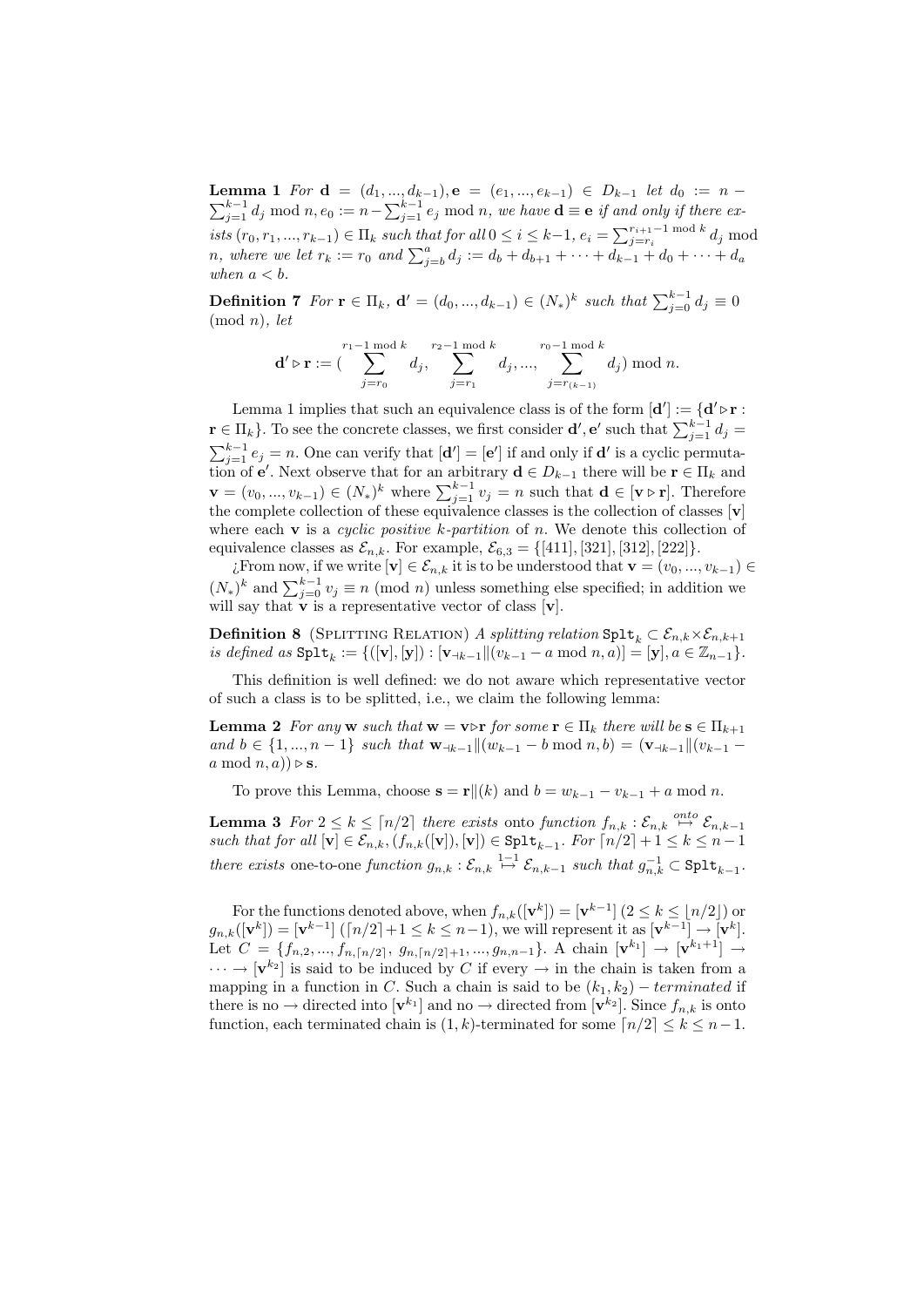**Lemma 1** *For* $\mathbf{d} = (d_1, ..., d_{k-1}), \mathbf{e} = (e_1, ..., e_{k-1}) \in D_{k-1}$ *let* $d_0 := n - \sum_{j=1}^{k-1} d_j \bmod n, e_0 := n - \sum_{j=1}^{k-1} e_j \bmod n$*, we have* $\mathbf{d} \equiv \mathbf{e}$ *if and only if there exists* $(r_0, r_1, ..., r_{k-1}) \in \Pi_k$ *such that for all* $0 \le i \le k-1$*,* $e_i = \sum_{j=r_i}^{r_{i+1}-1 \bmod k} d_j \bmod n$*, where we let* $r_k := r_0$ *and* $\sum_{j=b}^{a} d_j := d_b + d_{b+1} + \cdots + d_{k-1} + d_0 + \cdots + d_a$ *when* $a < b$.

**Definition 7** *For* $\mathbf{r} \in \Pi_k$*,* $\mathbf{d}' = (d_0, ..., d_{k-1}) \in (N_*)^k$ *such that* $\sum_{j=0}^{k-1} d_j \equiv 0 \pmod n$*, let*

$$\mathbf{d}' \triangleright \mathbf{r} := \left(\sum_{j=r_0}^{r_1-1 \bmod k} d_j, \sum_{j=r_1}^{r_2-1 \bmod k} d_j, ..., \sum_{j=r_{(k-1)}}^{r_0-1 \bmod k} d_j\right) \bmod n.$$

Lemma 1 implies that such an equivalence class is of the form $[\mathbf{d}'] := \{\mathbf{d}' \triangleright \mathbf{r} : \mathbf{r} \in \Pi_k\}$. To see the concrete classes, we first consider $\mathbf{d}', \mathbf{e}'$ such that $\sum_{j=1}^{k-1} d_j = \sum_{j=1}^{k-1} e_j = n$. One can verify that $[\mathbf{d}'] = [\mathbf{e}']$ if and only if $\mathbf{d}'$ is a cyclic permutation of $\mathbf{e}'$. Next observe that for an arbitrary $\mathbf{d} \in D_{k-1}$ there will be $\mathbf{r} \in \Pi_k$ and $\mathbf{v} = (v_0, ..., v_{k-1}) \in (N_*)^k$ where $\sum_{j=1}^{k-1} v_j = n$ such that $\mathbf{d} \in [\mathbf{v} \triangleright \mathbf{r}]$. Therefore the complete collection of these equivalence classes is the collection of classes $[\mathbf{v}]$ where each $\mathbf{v}$ is a *cyclic positive* $k$*-partition* of $n$. We denote this collection of equivalence classes as $\mathcal{E}_{n,k}$. For example, $\mathcal{E}_{6,3} = \{[411], [321], [312], [222]\}$.

¿From now, if we write $[\mathbf{v}] \in \mathcal{E}_{n,k}$ it is to be understood that $\mathbf{v} = (v_0, ..., v_{k-1}) \in (N_*)^k$ and $\sum_{j=0}^{k-1} v_j \equiv n \pmod n$ unless something else specified; in addition we will say that $\mathbf{v}$ is a representative vector of class $[\mathbf{v}]$.

**Definition 8** (Splitting Relation) *A splitting relation* $\mathtt{Splt}_k \subset \mathcal{E}_{n,k} \times \mathcal{E}_{n,k+1}$ *is defined as* $\mathtt{Splt}_k := \{([\mathbf{v}], [\mathbf{y}]) : [\mathbf{v}_{\dashv k-1} \| (v_{k-1} - a \bmod n, a)] = [\mathbf{y}], a \in \mathbb{Z}_{n-1}\}$.

This definition is well defined: we do not aware which representative vector of such a class is to be splitted, i.e., we claim the following lemma:

**Lemma 2** *For any* $\mathbf{w}$ *such that* $\mathbf{w} = \mathbf{v} \triangleright \mathbf{r}$ *for some* $\mathbf{r} \in \Pi_k$ *there will be* $\mathbf{s} \in \Pi_{k+1}$ *and* $b \in \{1, ..., n-1\}$ *such that* $\mathbf{w}_{\dashv k-1} \| (w_{k-1} - b \bmod n, b) = (\mathbf{v}_{\dashv k-1} \| (v_{k-1} - a \bmod n, a)) \triangleright \mathbf{s}$.

To prove this Lemma, choose $\mathbf{s} = \mathbf{r} \| (k)$ and $b = w_{k-1} - v_{k-1} + a \bmod n$.

**Lemma 3** *For* $2 \le k \le \lceil n/2 \rceil$ *there exists* onto *function* $f_{n,k} : \mathcal{E}_{n,k} \overset{onto}{\mapsto} \mathcal{E}_{n,k-1}$ *such that for all* $[\mathbf{v}] \in \mathcal{E}_{n,k}, (f_{n,k}([\mathbf{v}]), [\mathbf{v}]) \in \mathtt{Splt}_{k-1}$*. For* $\lceil n/2 \rceil + 1 \le k \le n-1$ *there exists* one-to-one *function* $g_{n,k} : \mathcal{E}_{n,k} \overset{1-1}{\mapsto} \mathcal{E}_{n,k-1}$ *such that* $g_{n,k}^{-1} \subset \mathtt{Splt}_{k-1}$.

For the functions denoted above, when $f_{n,k}([\mathbf{v}^k]) = [\mathbf{v}^{k-1}]$ $(2 \le k \le \lfloor n/2 \rfloor)$ or $g_{n,k}([\mathbf{v}^k]) = [\mathbf{v}^{k-1}]$ $(\lceil n/2 \rceil + 1 \le k \le n-1)$, we will represent it as $[\mathbf{v}^{k-1}] \to [\mathbf{v}^k]$. Let $C = \{f_{n,2}, ..., f_{n,\lceil n/2 \rceil}, g_{n,\lceil n/2 \rceil+1}, ..., g_{n,n-1}\}$. A chain $[\mathbf{v}^{k_1}] \to [\mathbf{v}^{k_1+1}] \to \cdots \to [\mathbf{v}^{k_2}]$ is said to be induced by $C$ if every $\to$ in the chain is taken from a mapping in a function in $C$. Such a chain is said to be $(k_1, k_2) - terminated$ if there is no $\to$ directed into $[\mathbf{v}^{k_1}]$ and no $\to$ directed from $[\mathbf{v}^{k_2}]$. Since $f_{n,k}$ is onto function, each terminated chain is $(1, k)$-terminated for some $\lceil n/2 \rceil \le k \le n-1$.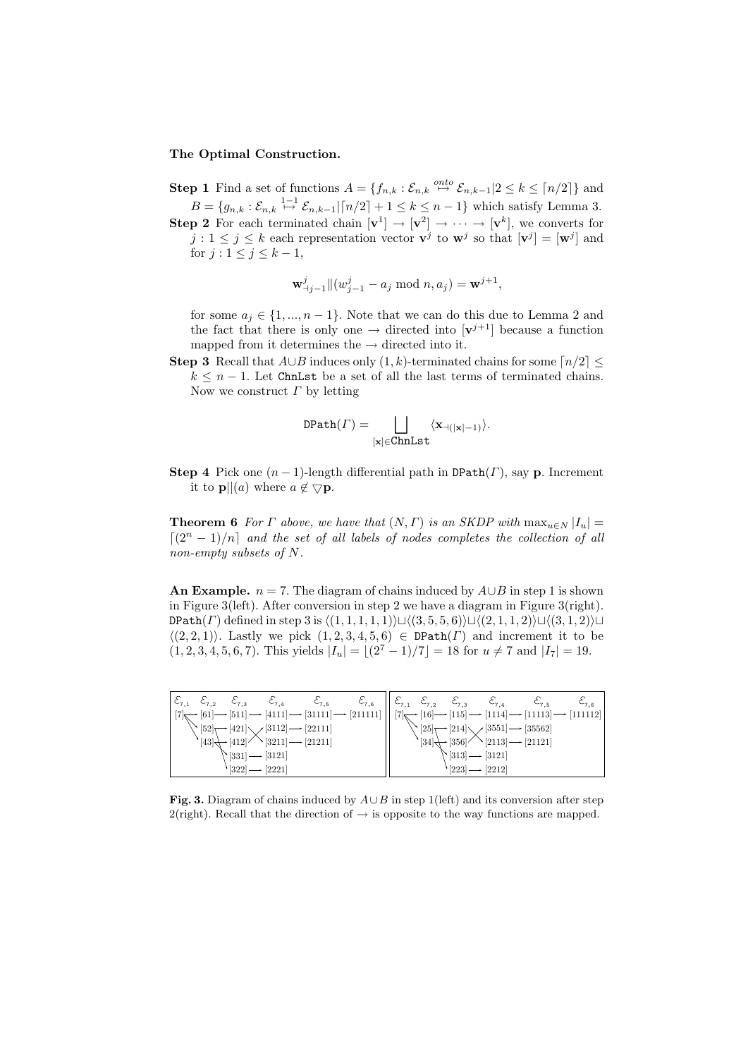**The Optimal Construction.**

**Step 1** Find a set of functions $A = \{f_{n,k} : \mathcal{E}_{n,k} \overset{onto}{\mapsto} \mathcal{E}_{n,k-1} | 2 \le k \le \lceil n/2 \rceil\}$ and $B = \{g_{n,k} : \mathcal{E}_{n,k} \overset{1-1}{\mapsto} \mathcal{E}_{n,k-1} | \lceil n/2 \rceil + 1 \le k \le n-1\}$ which satisfy Lemma 3.

**Step 2** For each terminated chain $[\mathbf{v}^1] \to [\mathbf{v}^2] \to \cdots \to [\mathbf{v}^k]$, we converts for $j : 1 \le j \le k$ each representation vector $\mathbf{v}^j$ to $\mathbf{w}^j$ so that $[\mathbf{v}^j] = [\mathbf{w}^j]$ and for $j : 1 \le j \le k-1$,

$$\mathbf{w}^j_{\dashv j-1} \| (w^j_{j-1} - a_j \bmod n, a_j) = \mathbf{w}^{j+1},$$

for some $a_j \in \{1, ..., n-1\}$. Note that we can do this due to Lemma 2 and the fact that there is only one $\to$ directed into $[\mathbf{v}^{j+1}]$ because a function mapped from it determines the $\to$ directed into it.

**Step 3** Recall that $A \cup B$ induces only $(1,k)$-terminated chains for some $\lceil n/2 \rceil \le k \le n-1$. Let `ChnLst` be a set of all the last terms of terminated chains. Now we construct $\Gamma$ by letting

$$\texttt{DPath}(\Gamma) = \bigsqcup_{[\mathbf{x}] \in \texttt{ChnLst}} \langle \mathbf{x}_{\dashv(|\mathbf{x}|-1)} \rangle.$$

**Step 4** Pick one $(n-1)$-length differential path in $\texttt{DPath}(\Gamma)$, say $\mathbf{p}$. Increment it to $\mathbf{p}\|(a)$ where $a \notin \bigtriangledown\mathbf{p}$.

**Theorem 6** *For $\Gamma$ above, we have that $(N, \Gamma)$ is an SKDP with $\max_{u \in N} |I_u| = \lceil (2^n - 1)/n \rceil$ and the set of all labels of nodes completes the collection of all non-empty subsets of $N$.*

**An Example.** $n = 7$. The diagram of chains induced by $A \cup B$ in step 1 is shown in Figure 3(left). After conversion in step 2 we have a diagram in Figure 3(right). $\texttt{DPath}(\Gamma)$ defined in step 3 is $\langle(1,1,1,1,1)\rangle \sqcup \langle(3,5,5,6)\rangle \sqcup \langle(2,1,1,2)\rangle \sqcup \langle(3,1,2)\rangle \sqcup \langle(2,2,1)\rangle$. Lastly we pick $(1,2,3,4,5,6) \in \texttt{DPath}(\Gamma)$ and increment it to be $(1,2,3,4,5,6,7)$. This yields $|I_u| = \lfloor (2^7-1)/7 \rfloor = 18$ for $u \ne 7$ and $|I_7| = 19$.

| $\mathcal{E}_{7,1}$ | $\mathcal{E}_{7,2}$ | $\mathcal{E}_{7,3}$ | $\mathcal{E}_{7,4}$ | $\mathcal{E}_{7,5}$ | $\mathcal{E}_{7,6}$ |
|---|---|---|---|---|---|
| [7] | [61] | [511] | [4111] | [31111] | [211111] |
| | [52] | [421] | [3112] | [22111] | |
| | [43] | [412] | [3211] | [21211] | |
| | | [331] | [3121] | | |
| | | [322] | [2221] | | |

| $\mathcal{E}_{7,1}$ | $\mathcal{E}_{7,2}$ | $\mathcal{E}_{7,3}$ | $\mathcal{E}_{7,4}$ | $\mathcal{E}_{7,5}$ | $\mathcal{E}_{7,6}$ |
|---|---|---|---|---|---|
| [7] | [16] | [115] | [1114] | [11113] | [111112] |
| | [25] | [214] | [3551] | [35562] | |
| | [34] | [356] | [2113] | [21121] | |
| | | [313] | [3121] | | |
| | | [223] | [2212] | | |

**Fig. 3.** Diagram of chains induced by $A \cup B$ in step 1(left) and its conversion after step 2(right). Recall that the direction of $\to$ is opposite to the way functions are mapped.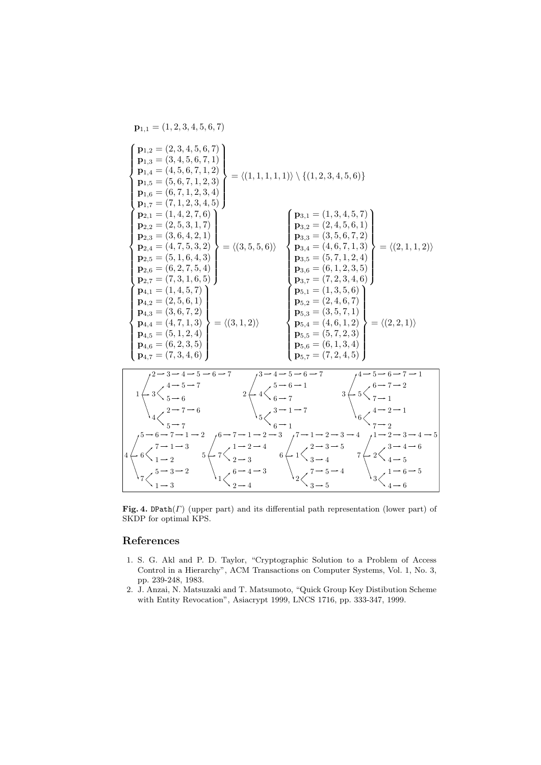$$\mathbf{p}_{1,1} = (1,2,3,4,5,6,7)$$

$$\left\{\begin{array}{l}\mathbf{p}_{1,2} = (2,3,4,5,6,7)\\ \mathbf{p}_{1,3} = (3,4,5,6,7,1)\\ \mathbf{p}_{1,4} = (4,5,6,7,1,2)\\ \mathbf{p}_{1,5} = (5,6,7,1,2,3)\\ \mathbf{p}_{1,6} = (6,7,1,2,3,4)\\ \mathbf{p}_{1,7} = (7,1,2,3,4,5)\end{array}\right\} = \langle(1,1,1,1,1)\rangle \setminus \{(1,2,3,4,5,6)\}$$

$$\left\{\begin{array}{l}\mathbf{p}_{2,1} = (1,4,2,7,6)\\ \mathbf{p}_{2,2} = (2,5,3,1,7)\\ \mathbf{p}_{2,3} = (3,6,4,2,1)\\ \mathbf{p}_{2,4} = (4,7,5,3,2)\\ \mathbf{p}_{2,5} = (5,1,6,4,3)\\ \mathbf{p}_{2,6} = (6,2,7,5,4)\\ \mathbf{p}_{2,7} = (7,3,1,6,5)\end{array}\right\} = \langle(3,5,5,6)\rangle \quad \left\{\begin{array}{l}\mathbf{p}_{3,1} = (1,3,4,5,7)\\ \mathbf{p}_{3,2} = (2,4,5,6,1)\\ \mathbf{p}_{3,3} = (3,5,6,7,2)\\ \mathbf{p}_{3,4} = (4,6,7,1,3)\\ \mathbf{p}_{3,5} = (5,7,1,2,4)\\ \mathbf{p}_{3,6} = (6,1,2,3,5)\\ \mathbf{p}_{3,7} = (7,2,3,4,6)\end{array}\right\} = \langle(2,1,1,2)\rangle$$

$$\left\{\begin{array}{l}\mathbf{p}_{4,1} = (1,4,5,7)\\ \mathbf{p}_{4,2} = (2,5,6,1)\\ \mathbf{p}_{4,3} = (3,6,7,2)\\ \mathbf{p}_{4,4} = (4,7,1,3)\\ \mathbf{p}_{4,5} = (5,1,2,4)\\ \mathbf{p}_{4,6} = (6,2,3,5)\\ \mathbf{p}_{4,7} = (7,3,4,6)\end{array}\right\} = \langle(3,1,2)\rangle \quad \left\{\begin{array}{l}\mathbf{p}_{5,1} = (1,3,5,6)\\ \mathbf{p}_{5,2} = (2,4,6,7)\\ \mathbf{p}_{5,3} = (3,5,7,1)\\ \mathbf{p}_{5,4} = (4,6,1,2)\\ \mathbf{p}_{5,5} = (5,7,2,3)\\ \mathbf{p}_{5,6} = (6,1,3,4)\\ \mathbf{p}_{5,7} = (7,2,4,5)\end{array}\right\} = \langle(2,2,1)\rangle$$

```
    ↗2→3→4→5→6→7          ↗3→4→5→6→7          ↗4→5→6→7→1
1 ← 3 <4→5→7          2 ← 4 <5→6→1          3 ← 5 <6→7→2
       5→6                   6→7                   7→1
    ↘4 <2→7→6             ↘5 <3→1→7             ↘6 <4→2→1
        5→7                   6→1                   7→2

    ↗5→6→7→1→2      ↗6→7→1→2→3      ↗7→1→2→3→4      ↗1→2→3→4→5
4 ← 6 <7→1→3    5 ← 7 <1→2→4    6 ← 1 <2→3→5    7 ← 2 <3→4→6
       1→2             2→3             3→4             4→5
    ↘7 <5→3→2       ↘1 <6→4→3       ↘2 <7→5→4       ↘3 <1→6→5
        1→3             2→4             3→5             4→6
```

**Fig. 4.** DPath($\Gamma$) (upper part) and its differential path representation (lower part) of SKDP for optimal KPS.

## References

1. S. G. Akl and P. D. Taylor, "Cryptographic Solution to a Problem of Access Control in a Hierarchy", ACM Transactions on Computer Systems, Vol. 1, No. 3, pp. 239-248, 1983.
2. J. Anzai, N. Matsuzaki and T. Matsumoto, "Quick Group Key Distibution Scheme with Entity Revocation", Asiacrypt 1999, LNCS 1716, pp. 333-347, 1999.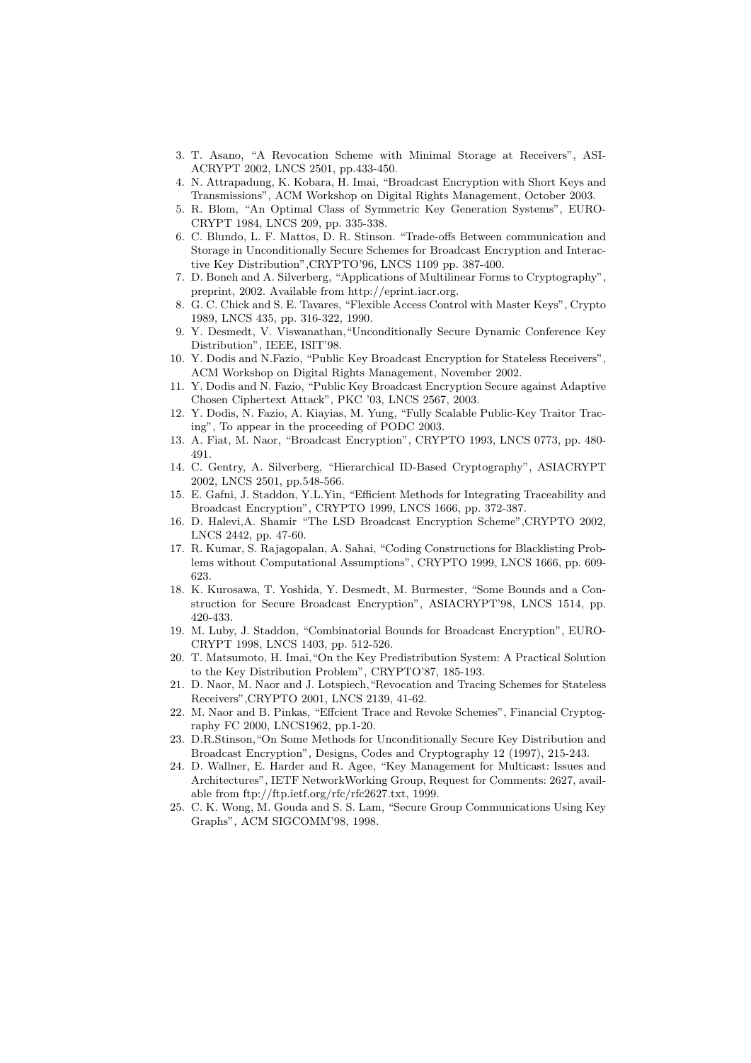3. T. Asano, "A Revocation Scheme with Minimal Storage at Receivers", ASIACRYPT 2002, LNCS 2501, pp.433-450.
4. N. Attrapadung, K. Kobara, H. Imai, "Broadcast Encryption with Short Keys and Transmissions", ACM Workshop on Digital Rights Management, October 2003.
5. R. Blom, "An Optimal Class of Symmetric Key Generation Systems", EUROCRYPT 1984, LNCS 209, pp. 335-338.
6. C. Blundo, L. F. Mattos, D. R. Stinson. "Trade-offs Between communication and Storage in Unconditionally Secure Schemes for Broadcast Encryption and Interactive Key Distribution",CRYPTO'96, LNCS 1109 pp. 387-400.
7. D. Boneh and A. Silverberg, "Applications of Multilinear Forms to Cryptography", preprint, 2002. Available from http://eprint.iacr.org.
8. G. C. Chick and S. E. Tavares, "Flexible Access Control with Master Keys", Crypto 1989, LNCS 435, pp. 316-322, 1990.
9. Y. Desmedt, V. Viswanathan,"Unconditionally Secure Dynamic Conference Key Distribution", IEEE, ISIT'98.
10. Y. Dodis and N.Fazio, "Public Key Broadcast Encryption for Stateless Receivers", ACM Workshop on Digital Rights Management, November 2002.
11. Y. Dodis and N. Fazio, "Public Key Broadcast Encryption Secure against Adaptive Chosen Ciphertext Attack", PKC '03, LNCS 2567, 2003.
12. Y. Dodis, N. Fazio, A. Kiayias, M. Yung, "Fully Scalable Public-Key Traitor Tracing", To appear in the proceeding of PODC 2003.
13. A. Fiat, M. Naor, "Broadcast Encryption", CRYPTO 1993, LNCS 0773, pp. 480-491.
14. C. Gentry, A. Silverberg, "Hierarchical ID-Based Cryptography", ASIACRYPT 2002, LNCS 2501, pp.548-566.
15. E. Gafni, J. Staddon, Y.L.Yin, "Efficient Methods for Integrating Traceability and Broadcast Encryption", CRYPTO 1999, LNCS 1666, pp. 372-387.
16. D. Halevi,A. Shamir "The LSD Broadcast Encryption Scheme",CRYPTO 2002, LNCS 2442, pp. 47-60.
17. R. Kumar, S. Rajagopalan, A. Sahai, "Coding Constructions for Blacklisting Problems without Computational Assumptions", CRYPTO 1999, LNCS 1666, pp. 609-623.
18. K. Kurosawa, T. Yoshida, Y. Desmedt, M. Burmester, "Some Bounds and a Construction for Secure Broadcast Encryption", ASIACRYPT'98, LNCS 1514, pp. 420-433.
19. M. Luby, J. Staddon, "Combinatorial Bounds for Broadcast Encryption", EUROCRYPT 1998, LNCS 1403, pp. 512-526.
20. T. Matsumoto, H. Imai,"On the Key Predistribution System: A Practical Solution to the Key Distribution Problem", CRYPTO'87, 185-193.
21. D. Naor, M. Naor and J. Lotspiech,"Revocation and Tracing Schemes for Stateless Receivers",CRYPTO 2001, LNCS 2139, 41-62.
22. M. Naor and B. Pinkas, "Effcient Trace and Revoke Schemes", Financial Cryptography FC 2000, LNCS1962, pp.1-20.
23. D.R.Stinson,"On Some Methods for Unconditionally Secure Key Distribution and Broadcast Encryption", Designs, Codes and Cryptography 12 (1997), 215-243.
24. D. Wallner, E. Harder and R. Agee, "Key Management for Multicast: Issues and Architectures", IETF NetworkWorking Group, Request for Comments: 2627, available from ftp://ftp.ietf.org/rfc/rfc2627.txt, 1999.
25. C. K. Wong, M. Gouda and S. S. Lam, "Secure Group Communications Using Key Graphs", ACM SIGCOMM'98, 1998.